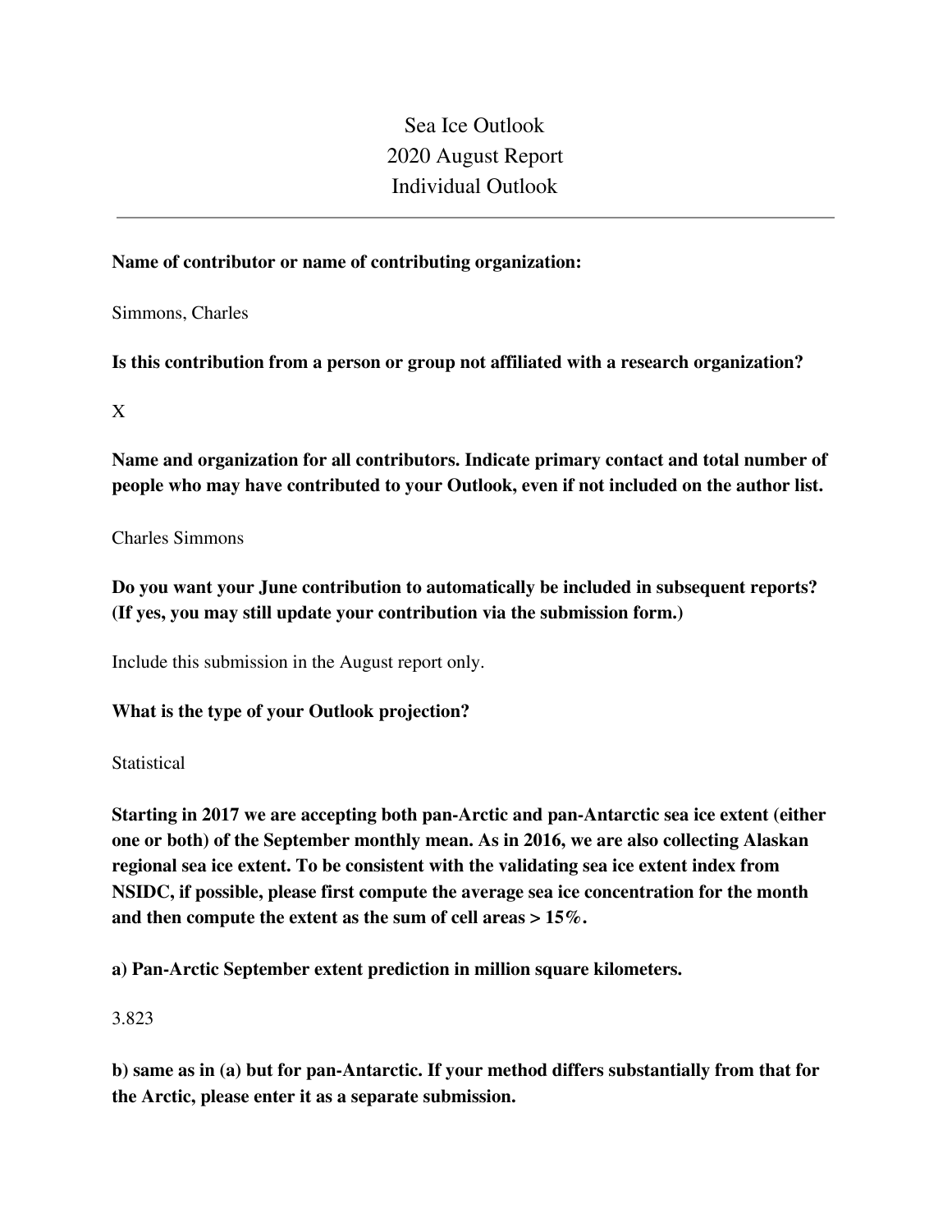# Sea Ice Outlook
# 2020 August Report
# Individual Outlook

---

**Name of contributor or name of contributing organization:**

Simmons, Charles

**Is this contribution from a person or group not affiliated with a research organization?**

X

**Name and organization for all contributors. Indicate primary contact and total number of people who may have contributed to your Outlook, even if not included on the author list.**

Charles Simmons

**Do you want your June contribution to automatically be included in subsequent reports? (If yes, you may still update your contribution via the submission form.)**

Include this submission in the August report only.

**What is the type of your Outlook projection?**

Statistical

**Starting in 2017 we are accepting both pan-Arctic and pan-Antarctic sea ice extent (either one or both) of the September monthly mean. As in 2016, we are also collecting Alaskan regional sea ice extent. To be consistent with the validating sea ice extent index from NSIDC, if possible, please first compute the average sea ice concentration for the month and then compute the extent as the sum of cell areas > 15%.**

**a) Pan-Arctic September extent prediction in million square kilometers.**

3.823

**b) same as in (a) but for pan-Antarctic. If your method differs substantially from that for the Arctic, please enter it as a separate submission.**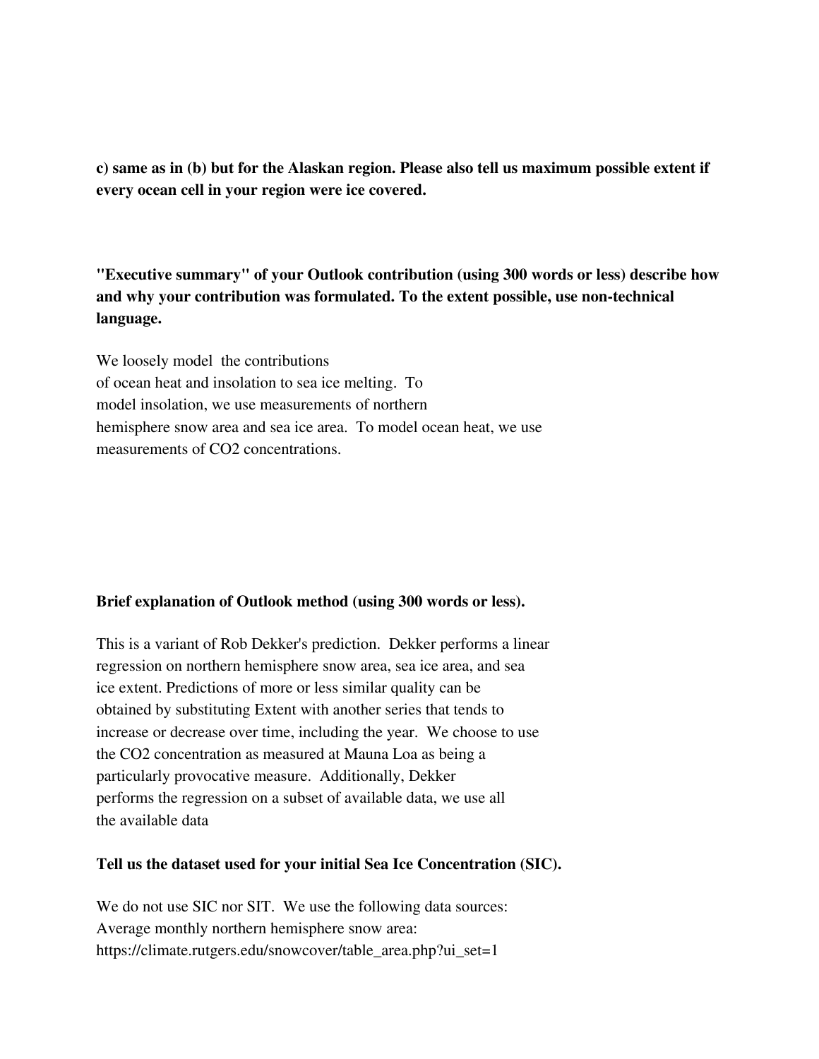**c) same as in (b) but for the Alaskan region. Please also tell us maximum possible extent if every ocean cell in your region were ice covered.**

**"Executive summary" of your Outlook contribution (using 300 words or less) describe how and why your contribution was formulated. To the extent possible, use non-technical language.**

We loosely model the contributions of ocean heat and insolation to sea ice melting. To model insolation, we use measurements of northern hemisphere snow area and sea ice area. To model ocean heat, we use measurements of $CO_2$ concentrations.

**Brief explanation of Outlook method (using 300 words or less).**

This is a variant of Rob Dekker's prediction. Dekker performs a linear regression on northern hemisphere snow area, sea ice area, and sea ice extent. Predictions of more or less similar quality can be obtained by substituting Extent with another series that tends to increase or decrease over time, including the year. We choose to use the $CO_2$ concentration as measured at Mauna Loa as being a particularly provocative measure. Additionally, Dekker performs the regression on a subset of available data, we use all the available data

**Tell us the dataset used for your initial Sea Ice Concentration (SIC).**

We do not use SIC nor SIT. We use the following data sources:
Average monthly northern hemisphere snow area:
https://climate.rutgers.edu/snowcover/table_area.php?ui_set=1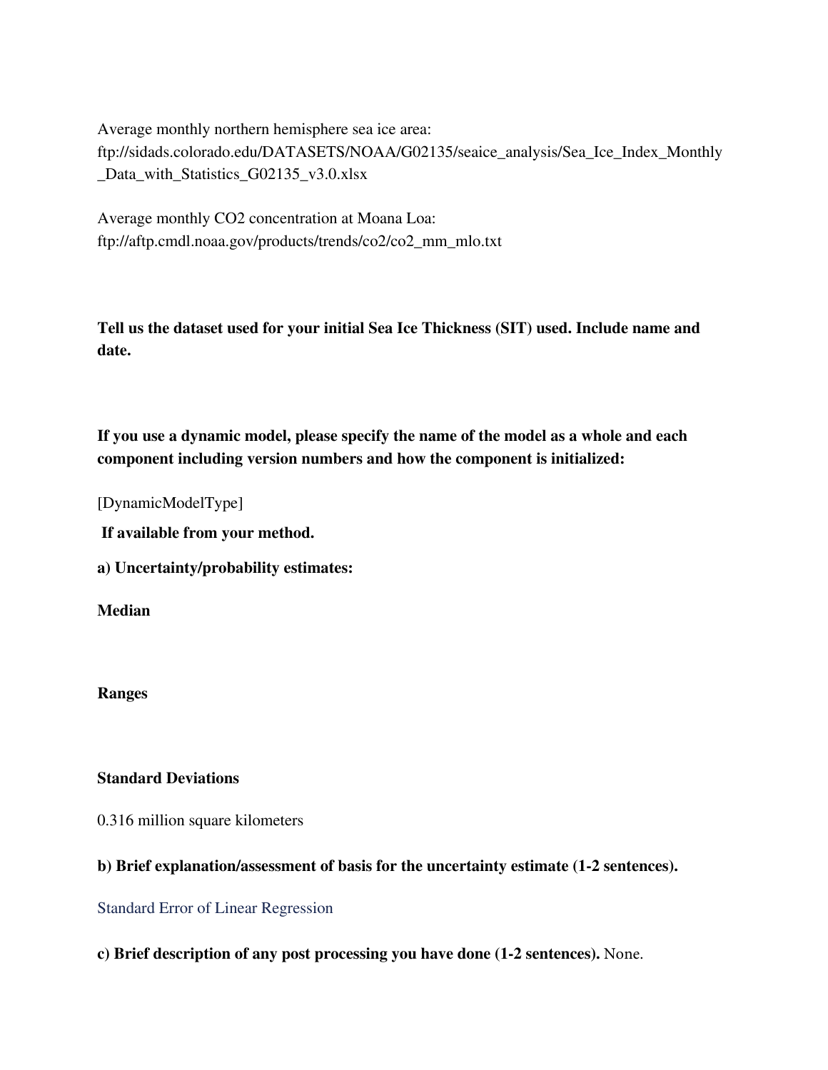Average monthly northern hemisphere sea ice area:
ftp://sidads.colorado.edu/DATASETS/NOAA/G02135/seaice_analysis/Sea_Ice_Index_Monthly_Data_with_Statistics_G02135_v3.0.xlsx

Average monthly CO2 concentration at Moana Loa:
ftp://aftp.cmdl.noaa.gov/products/trends/co2/co2_mm_mlo.txt

**Tell us the dataset used for your initial Sea Ice Thickness (SIT) used. Include name and date.**

**If you use a dynamic model, please specify the name of the model as a whole and each component including version numbers and how the component is initialized:**

[DynamicModelType]

**If available from your method.**

**a) Uncertainty/probability estimates:**

**Median**

**Ranges**

**Standard Deviations**

0.316 million square kilometers

**b) Brief explanation/assessment of basis for the uncertainty estimate (1-2 sentences).**

Standard Error of Linear Regression

**c) Brief description of any post processing you have done (1-2 sentences).** None.